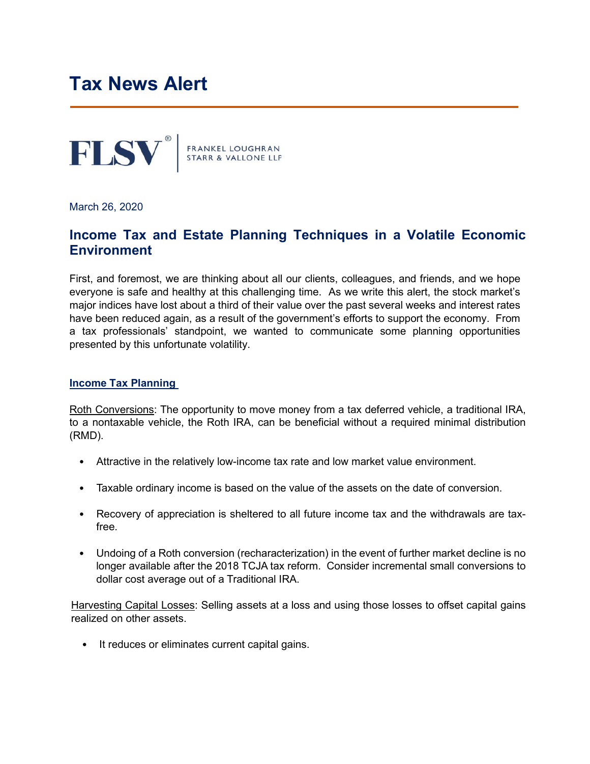# Tax News Alert

FLSV® | FRANKEL LOUGHRAN STARR & VALLONE LLP

March 26, 2020

## Income Tax and Estate Planning Techniques in a Volatile Economic Environment

First, and foremost, we are thinking about all our clients, colleagues, and friends, and we hope everyone is safe and healthy at this challenging time. As we write this alert, the stock market's major indices have lost about a third of their value over the past several weeks and interest rates have been reduced again, as a result of the government's efforts to support the economy. From a tax professionals' standpoint, we wanted to communicate some planning opportunities presented by this unfortunate volatility.

### Income Tax Planning

Roth Conversions: The opportunity to move money from a tax deferred vehicle, a traditional IRA, to a nontaxable vehicle, the Roth IRA, can be beneficial without a required minimal distribution (RMD).

- Attractive in the relatively low-income tax rate and low market value environment.
- Taxable ordinary income is based on the value of the assets on the date of conversion.
- Recovery of appreciation is sheltered to all future income tax and the withdrawals are tax-free.
- Undoing of a Roth conversion (recharacterization) in the event of further market decline is no longer available after the 2018 TCJA tax reform. Consider incremental small conversions to dollar cost average out of a Traditional IRA.

Harvesting Capital Losses: Selling assets at a loss and using those losses to offset capital gains realized on other assets.

- It reduces or eliminates current capital gains.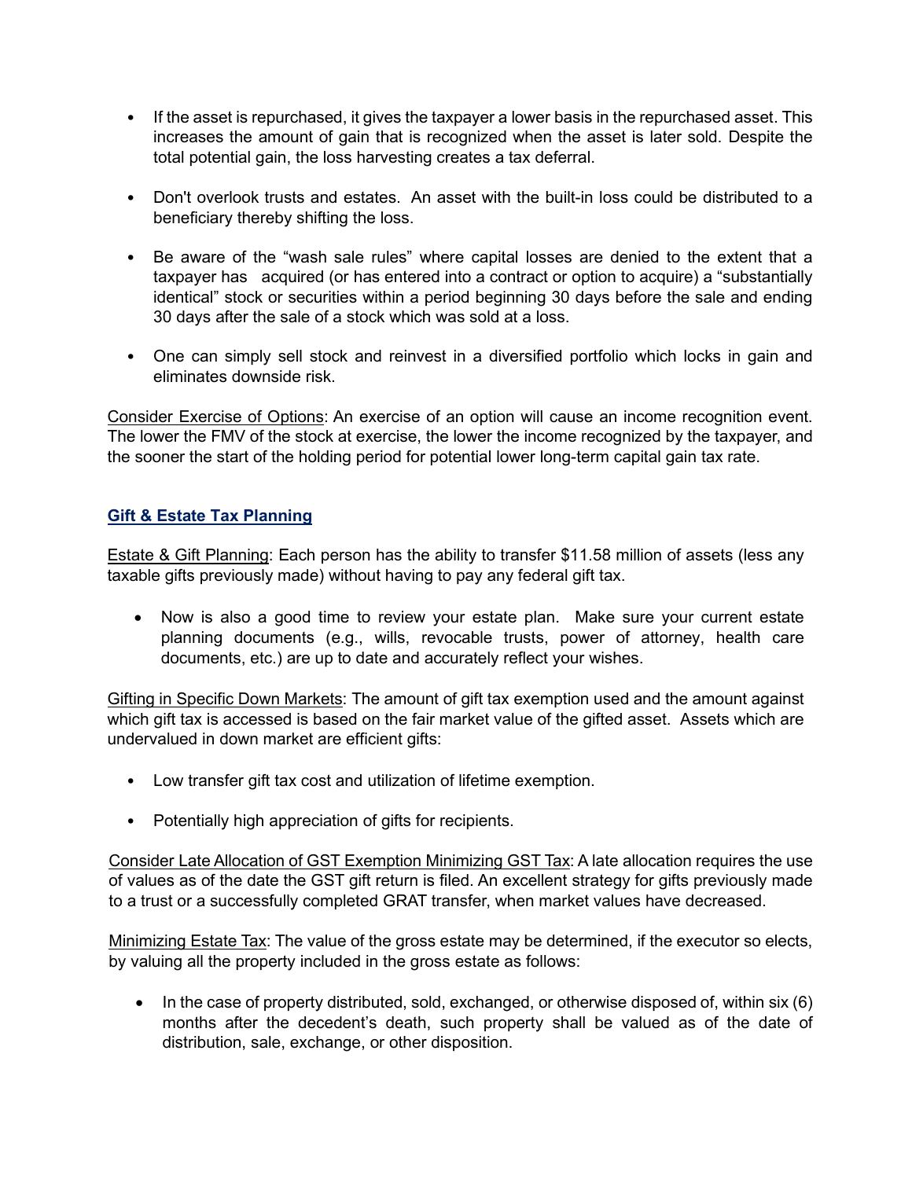- If the asset is repurchased, it gives the taxpayer a lower basis in the repurchased asset. This increases the amount of gain that is recognized when the asset is later sold. Despite the total potential gain, the loss harvesting creates a tax deferral.

- Don't overlook trusts and estates. An asset with the built-in loss could be distributed to a beneficiary thereby shifting the loss.

- Be aware of the "wash sale rules" where capital losses are denied to the extent that a taxpayer has acquired (or has entered into a contract or option to acquire) a "substantially identical" stock or securities within a period beginning 30 days before the sale and ending 30 days after the sale of a stock which was sold at a loss.

- One can simply sell stock and reinvest in a diversified portfolio which locks in gain and eliminates downside risk.

Consider Exercise of Options: An exercise of an option will cause an income recognition event. The lower the FMV of the stock at exercise, the lower the income recognized by the taxpayer, and the sooner the start of the holding period for potential lower long-term capital gain tax rate.

## Gift & Estate Tax Planning

Estate & Gift Planning: Each person has the ability to transfer $11.58 million of assets (less any taxable gifts previously made) without having to pay any federal gift tax.

- Now is also a good time to review your estate plan. Make sure your current estate planning documents (e.g., wills, revocable trusts, power of attorney, health care documents, etc.) are up to date and accurately reflect your wishes.

Gifting in Specific Down Markets: The amount of gift tax exemption used and the amount against which gift tax is accessed is based on the fair market value of the gifted asset. Assets which are undervalued in down market are efficient gifts:

- Low transfer gift tax cost and utilization of lifetime exemption.

- Potentially high appreciation of gifts for recipients.

Consider Late Allocation of GST Exemption Minimizing GST Tax: A late allocation requires the use of values as of the date the GST gift return is filed. An excellent strategy for gifts previously made to a trust or a successfully completed GRAT transfer, when market values have decreased.

Minimizing Estate Tax: The value of the gross estate may be determined, if the executor so elects, by valuing all the property included in the gross estate as follows:

- In the case of property distributed, sold, exchanged, or otherwise disposed of, within six (6) months after the decedent's death, such property shall be valued as of the date of distribution, sale, exchange, or other disposition.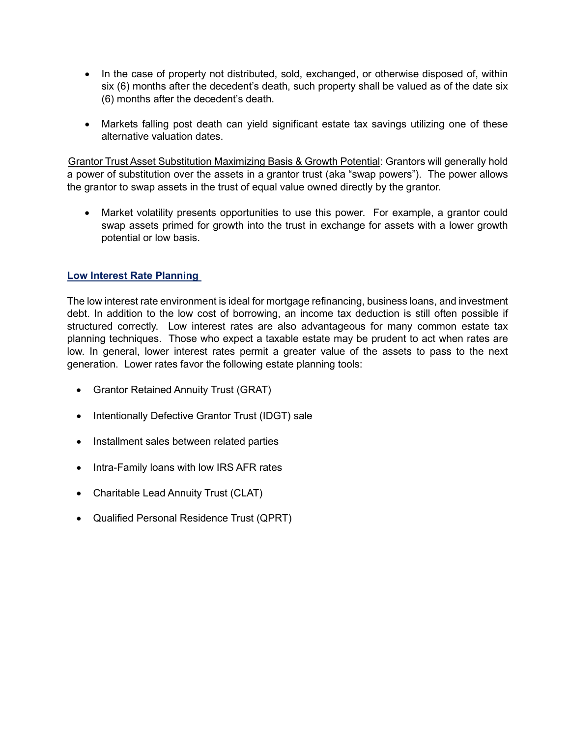- In the case of property not distributed, sold, exchanged, or otherwise disposed of, within six (6) months after the decedent's death, such property shall be valued as of the date six (6) months after the decedent's death.

- Markets falling post death can yield significant estate tax savings utilizing one of these alternative valuation dates.

Grantor Trust Asset Substitution Maximizing Basis & Growth Potential: Grantors will generally hold a power of substitution over the assets in a grantor trust (aka "swap powers"). The power allows the grantor to swap assets in the trust of equal value owned directly by the grantor.

- Market volatility presents opportunities to use this power. For example, a grantor could swap assets primed for growth into the trust in exchange for assets with a lower growth potential or low basis.

## Low Interest Rate Planning

The low interest rate environment is ideal for mortgage refinancing, business loans, and investment debt. In addition to the low cost of borrowing, an income tax deduction is still often possible if structured correctly. Low interest rates are also advantageous for many common estate tax planning techniques. Those who expect a taxable estate may be prudent to act when rates are low. In general, lower interest rates permit a greater value of the assets to pass to the next generation. Lower rates favor the following estate planning tools:

- Grantor Retained Annuity Trust (GRAT)
- Intentionally Defective Grantor Trust (IDGT) sale
- Installment sales between related parties
- Intra-Family loans with low IRS AFR rates
- Charitable Lead Annuity Trust (CLAT)
- Qualified Personal Residence Trust (QPRT)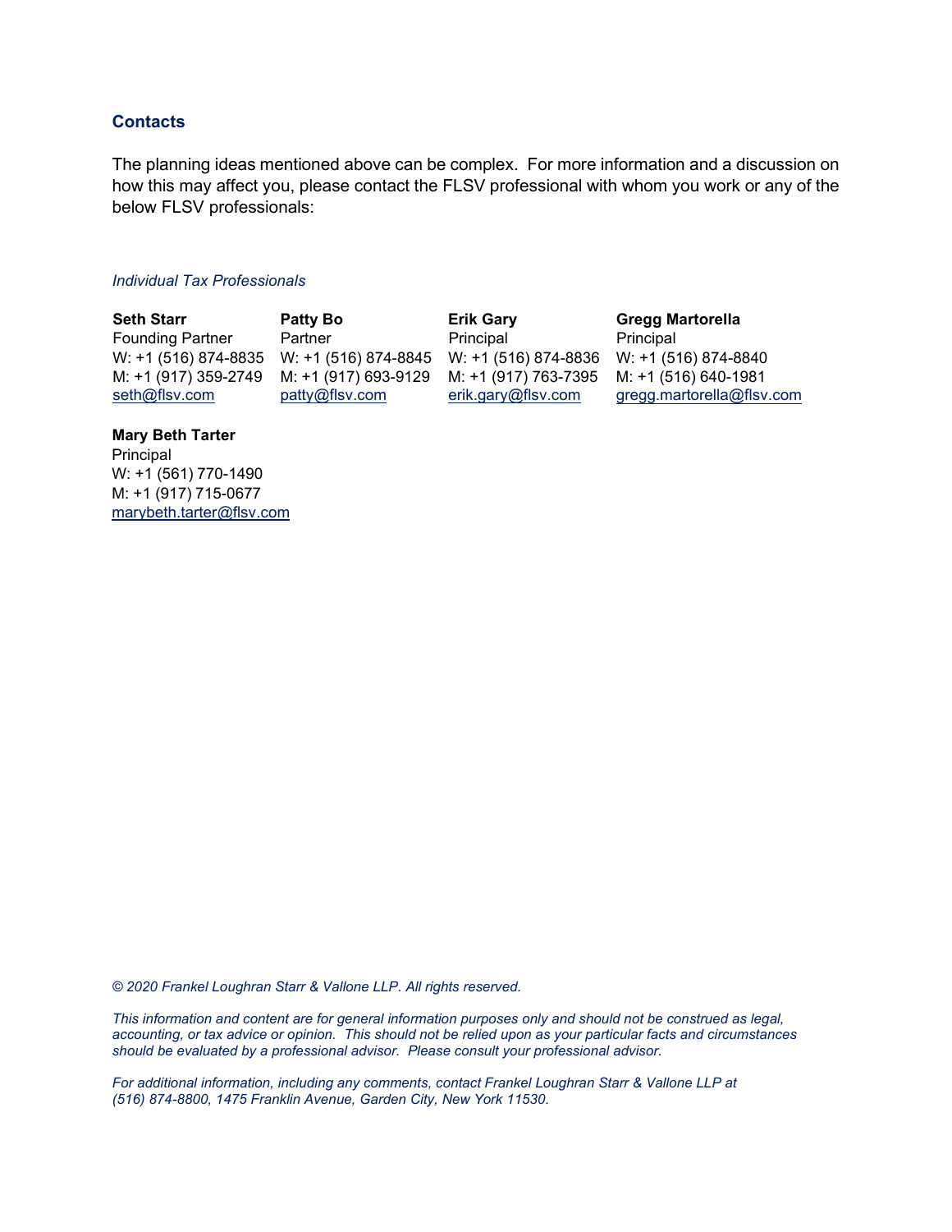## Contacts

The planning ideas mentioned above can be complex. For more information and a discussion on how this may affect you, please contact the FLSV professional with whom you work or any of the below FLSV professionals:

*Individual Tax Professionals*

**Seth Starr**
Founding Partner
W: +1 (516) 874-8835
M: +1 (917) 359-2749
seth@flsv.com

**Patty Bo**
Partner
W: +1 (516) 874-8845
M: +1 (917) 693-9129
patty@flsv.com

**Erik Gary**
Principal
W: +1 (516) 874-8836
M: +1 (917) 763-7395
erik.gary@flsv.com

**Gregg Martorella**
Principal
W: +1 (516) 874-8840
M: +1 (516) 640-1981
gregg.martorella@flsv.com

**Mary Beth Tarter**
Principal
W: +1 (561) 770-1490
M: +1 (917) 715-0677
marybeth.tarter@flsv.com

*© 2020 Frankel Loughran Starr & Vallone LLP. All rights reserved.*

*This information and content are for general information purposes only and should not be construed as legal, accounting, or tax advice or opinion. This should not be relied upon as your particular facts and circumstances should be evaluated by a professional advisor. Please consult your professional advisor.*

*For additional information, including any comments, contact Frankel Loughran Starr & Vallone LLP at (516) 874-8800, 1475 Franklin Avenue, Garden City, New York 11530.*